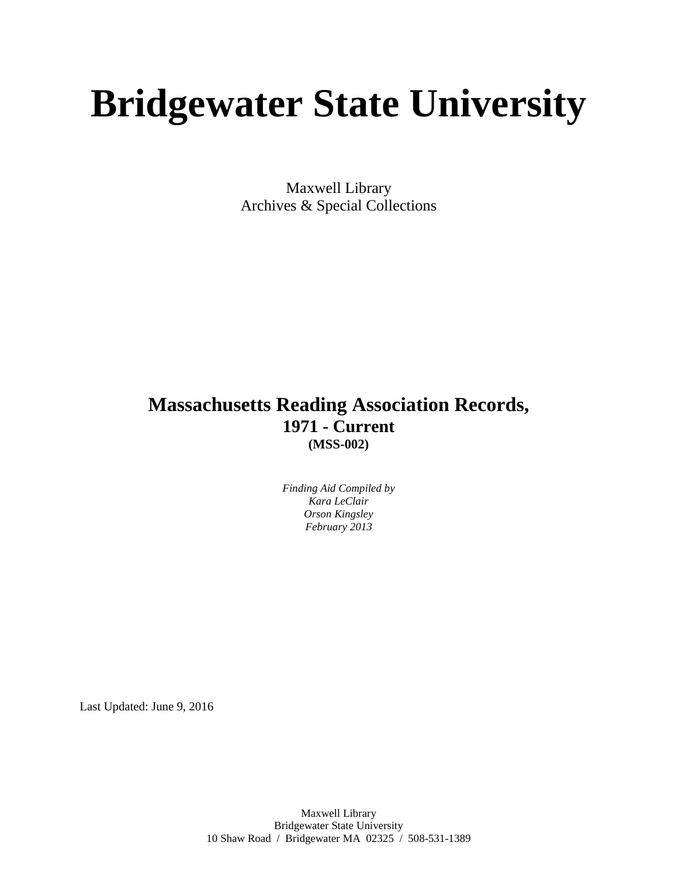# Bridgewater State University

Maxwell Library
Archives & Special Collections

## Massachusetts Reading Association Records,
### 1971 - Current
**(MSS-002)**

*Finding Aid Compiled by*
*Kara LeClair*
*Orson Kingsley*
*February 2013*

Last Updated: June 9, 2016

Maxwell Library
Bridgewater State University
10 Shaw Road / Bridgewater MA 02325 / 508-531-1389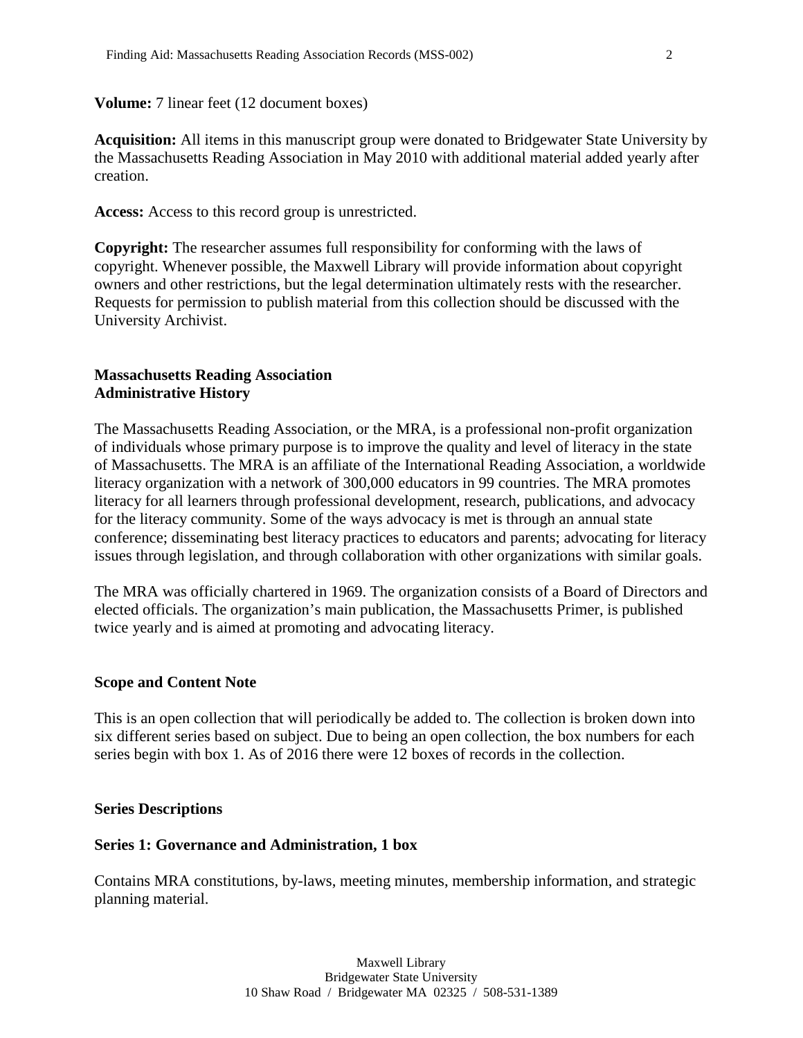**Volume:** 7 linear feet (12 document boxes)

**Acquisition:** All items in this manuscript group were donated to Bridgewater State University by the Massachusetts Reading Association in May 2010 with additional material added yearly after creation.

**Access:** Access to this record group is unrestricted.

**Copyright:** The researcher assumes full responsibility for conforming with the laws of copyright. Whenever possible, the Maxwell Library will provide information about copyright owners and other restrictions, but the legal determination ultimately rests with the researcher. Requests for permission to publish material from this collection should be discussed with the University Archivist.

## Massachusetts Reading Association
## Administrative History

The Massachusetts Reading Association, or the MRA, is a professional non-profit organization of individuals whose primary purpose is to improve the quality and level of literacy in the state of Massachusetts. The MRA is an affiliate of the International Reading Association, a worldwide literacy organization with a network of 300,000 educators in 99 countries. The MRA promotes literacy for all learners through professional development, research, publications, and advocacy for the literacy community. Some of the ways advocacy is met is through an annual state conference; disseminating best literacy practices to educators and parents; advocating for literacy issues through legislation, and through collaboration with other organizations with similar goals.

The MRA was officially chartered in 1969. The organization consists of a Board of Directors and elected officials. The organization's main publication, the Massachusetts Primer, is published twice yearly and is aimed at promoting and advocating literacy.

## Scope and Content Note

This is an open collection that will periodically be added to. The collection is broken down into six different series based on subject. Due to being an open collection, the box numbers for each series begin with box 1. As of 2016 there were 12 boxes of records in the collection.

## Series Descriptions

### Series 1: Governance and Administration, 1 box

Contains MRA constitutions, by-laws, meeting minutes, membership information, and strategic planning material.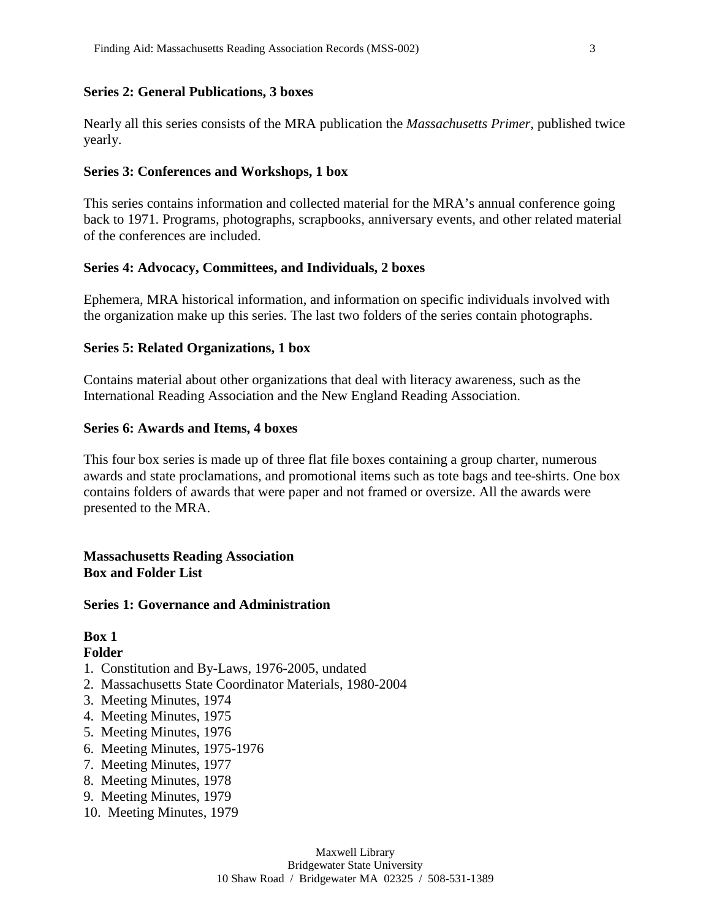**Series 2: General Publications, 3 boxes**

Nearly all this series consists of the MRA publication the *Massachusetts Primer*, published twice yearly.

**Series 3: Conferences and Workshops, 1 box**

This series contains information and collected material for the MRA's annual conference going back to 1971. Programs, photographs, scrapbooks, anniversary events, and other related material of the conferences are included.

**Series 4: Advocacy, Committees, and Individuals, 2 boxes**

Ephemera, MRA historical information, and information on specific individuals involved with the organization make up this series. The last two folders of the series contain photographs.

**Series 5: Related Organizations, 1 box**

Contains material about other organizations that deal with literacy awareness, such as the International Reading Association and the New England Reading Association.

**Series 6: Awards and Items, 4 boxes**

This four box series is made up of three flat file boxes containing a group charter, numerous awards and state proclamations, and promotional items such as tote bags and tee-shirts. One box contains folders of awards that were paper and not framed or oversize. All the awards were presented to the MRA.

**Massachusetts Reading Association**
**Box and Folder List**

**Series 1: Governance and Administration**

**Box 1**
**Folder**

1. Constitution and By-Laws, 1976-2005, undated
2. Massachusetts State Coordinator Materials, 1980-2004
3. Meeting Minutes, 1974
4. Meeting Minutes, 1975
5. Meeting Minutes, 1976
6. Meeting Minutes, 1975-1976
7. Meeting Minutes, 1977
8. Meeting Minutes, 1978
9. Meeting Minutes, 1979
10. Meeting Minutes, 1979

Maxwell Library
Bridgewater State University
10 Shaw Road / Bridgewater MA 02325 / 508-531-1389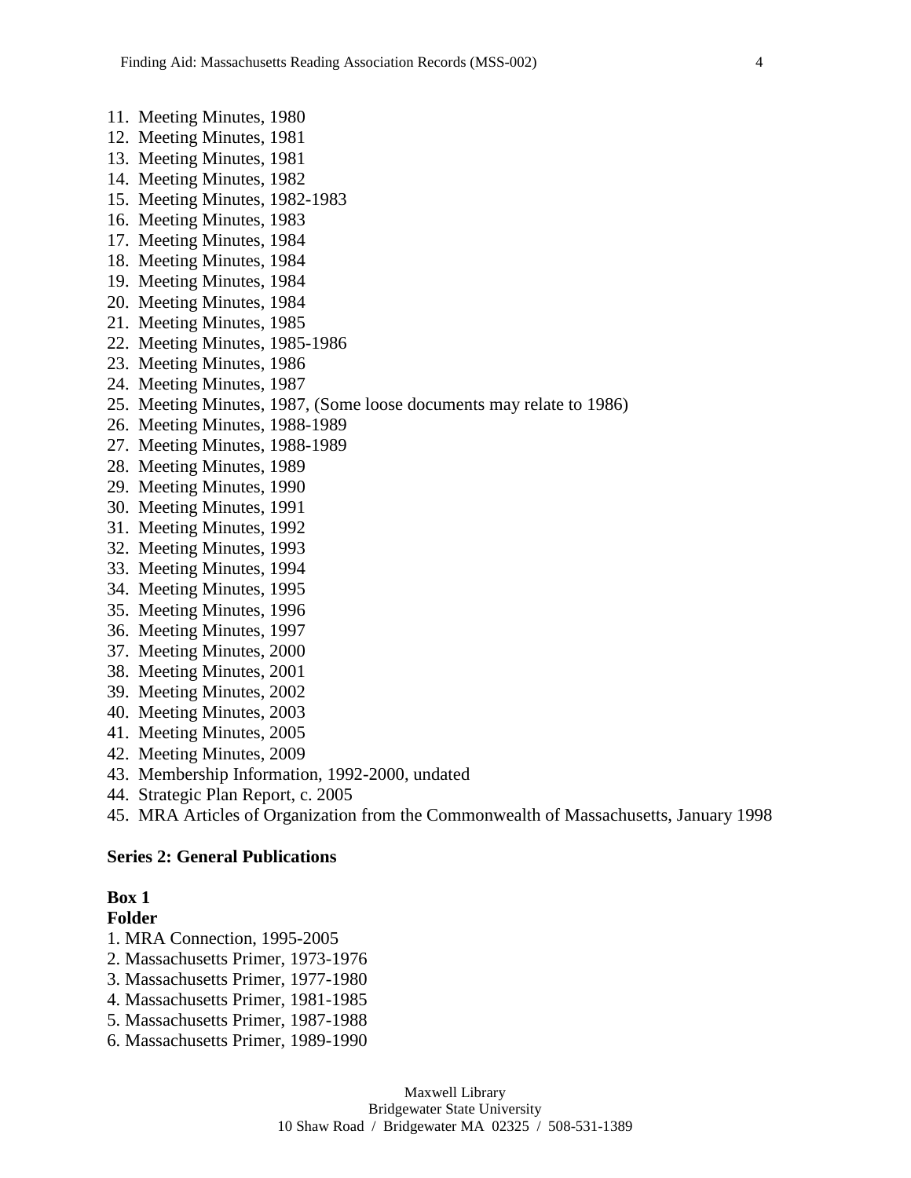11. Meeting Minutes, 1980
12. Meeting Minutes, 1981
13. Meeting Minutes, 1981
14. Meeting Minutes, 1982
15. Meeting Minutes, 1982-1983
16. Meeting Minutes, 1983
17. Meeting Minutes, 1984
18. Meeting Minutes, 1984
19. Meeting Minutes, 1984
20. Meeting Minutes, 1984
21. Meeting Minutes, 1985
22. Meeting Minutes, 1985-1986
23. Meeting Minutes, 1986
24. Meeting Minutes, 1987
25. Meeting Minutes, 1987, (Some loose documents may relate to 1986)
26. Meeting Minutes, 1988-1989
27. Meeting Minutes, 1988-1989
28. Meeting Minutes, 1989
29. Meeting Minutes, 1990
30. Meeting Minutes, 1991
31. Meeting Minutes, 1992
32. Meeting Minutes, 1993
33. Meeting Minutes, 1994
34. Meeting Minutes, 1995
35. Meeting Minutes, 1996
36. Meeting Minutes, 1997
37. Meeting Minutes, 2000
38. Meeting Minutes, 2001
39. Meeting Minutes, 2002
40. Meeting Minutes, 2003
41. Meeting Minutes, 2005
42. Meeting Minutes, 2009
43. Membership Information, 1992-2000, undated
44. Strategic Plan Report, c. 2005
45. MRA Articles of Organization from the Commonwealth of Massachusetts, January 1998

**Series 2: General Publications**

**Box 1**
**Folder**

1. MRA Connection, 1995-2005
2. Massachusetts Primer, 1973-1976
3. Massachusetts Primer, 1977-1980
4. Massachusetts Primer, 1981-1985
5. Massachusetts Primer, 1987-1988
6. Massachusetts Primer, 1989-1990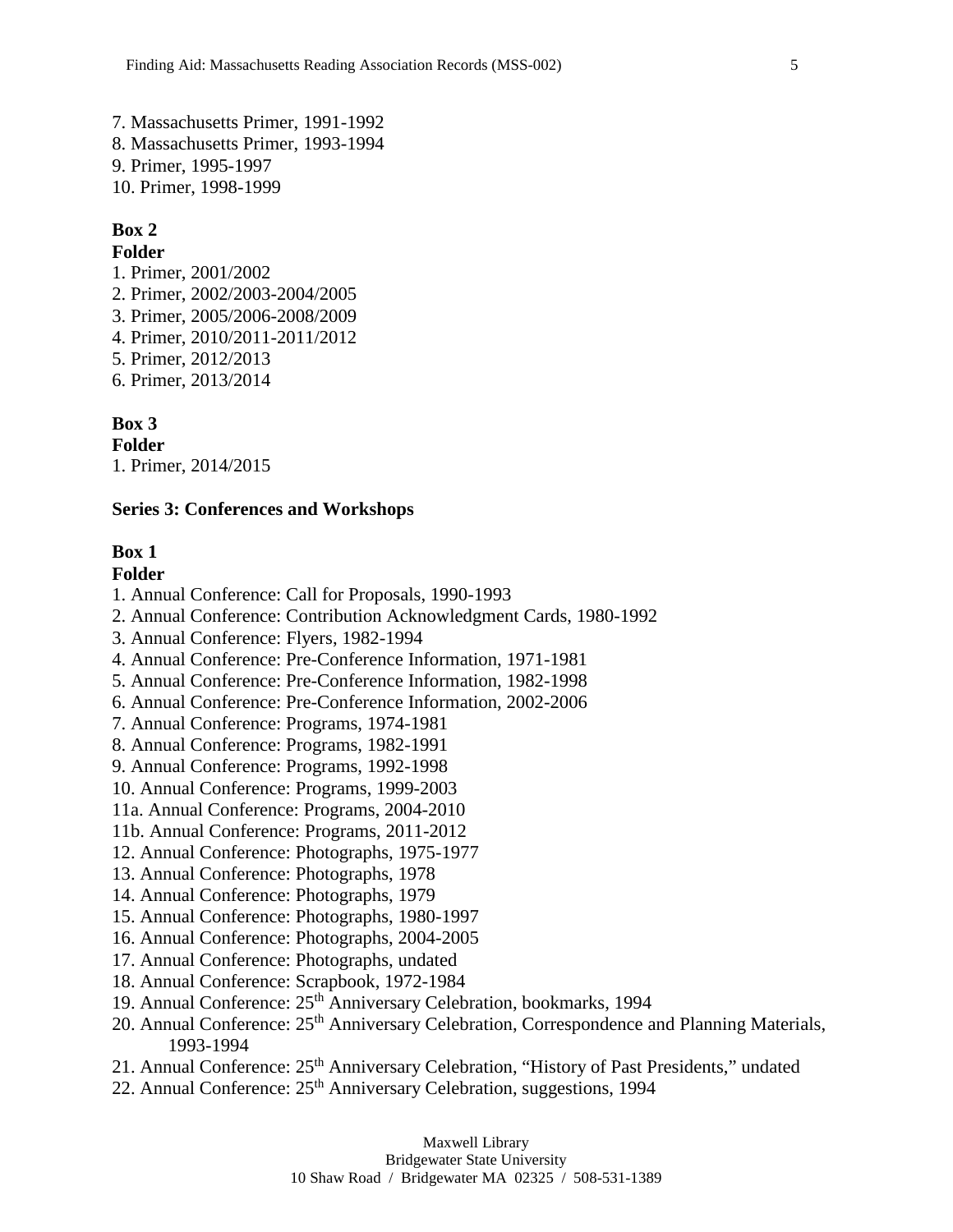7. Massachusetts Primer, 1991-1992
8. Massachusetts Primer, 1993-1994
9. Primer, 1995-1997
10. Primer, 1998-1999

**Box 2**
**Folder**
1. Primer, 2001/2002
2. Primer, 2002/2003-2004/2005
3. Primer, 2005/2006-2008/2009
4. Primer, 2010/2011-2011/2012
5. Primer, 2012/2013
6. Primer, 2013/2014

**Box 3**
**Folder**
1. Primer, 2014/2015

**Series 3: Conferences and Workshops**

**Box 1**
**Folder**
1. Annual Conference: Call for Proposals, 1990-1993
2. Annual Conference: Contribution Acknowledgment Cards, 1980-1992
3. Annual Conference: Flyers, 1982-1994
4. Annual Conference: Pre-Conference Information, 1971-1981
5. Annual Conference: Pre-Conference Information, 1982-1998
6. Annual Conference: Pre-Conference Information, 2002-2006
7. Annual Conference: Programs, 1974-1981
8. Annual Conference: Programs, 1982-1991
9. Annual Conference: Programs, 1992-1998
10. Annual Conference: Programs, 1999-2003
11a. Annual Conference: Programs, 2004-2010
11b. Annual Conference: Programs, 2011-2012
12. Annual Conference: Photographs, 1975-1977
13. Annual Conference: Photographs, 1978
14. Annual Conference: Photographs, 1979
15. Annual Conference: Photographs, 1980-1997
16. Annual Conference: Photographs, 2004-2005
17. Annual Conference: Photographs, undated
18. Annual Conference: Scrapbook, 1972-1984
19. Annual Conference: 25th Anniversary Celebration, bookmarks, 1994
20. Annual Conference: 25th Anniversary Celebration, Correspondence and Planning Materials, 1993-1994
21. Annual Conference: 25th Anniversary Celebration, "History of Past Presidents," undated
22. Annual Conference: 25th Anniversary Celebration, suggestions, 1994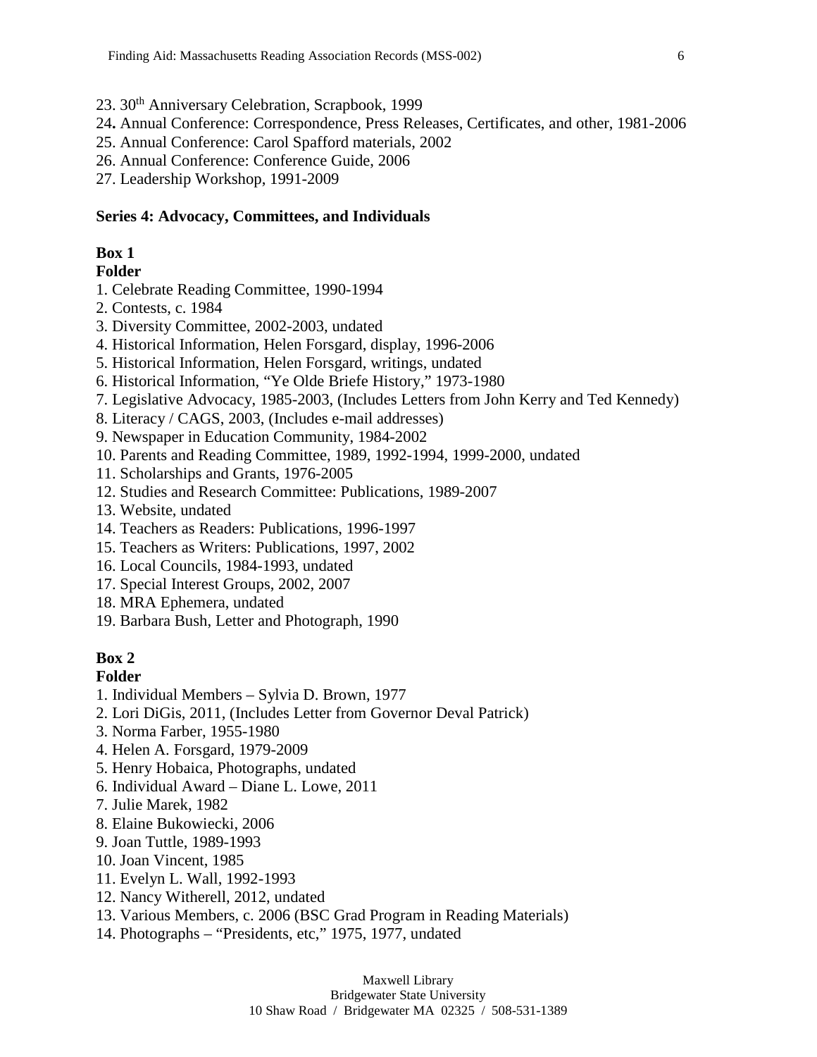23. 30th Anniversary Celebration, Scrapbook, 1999
24. Annual Conference: Correspondence, Press Releases, Certificates, and other, 1981-2006
25. Annual Conference: Carol Spafford materials, 2002
26. Annual Conference: Conference Guide, 2006
27. Leadership Workshop, 1991-2009

**Series 4: Advocacy, Committees, and Individuals**

**Box 1**
**Folder**

1. Celebrate Reading Committee, 1990-1994
2. Contests, c. 1984
3. Diversity Committee, 2002-2003, undated
4. Historical Information, Helen Forsgard, display, 1996-2006
5. Historical Information, Helen Forsgard, writings, undated
6. Historical Information, "Ye Olde Briefe History," 1973-1980
7. Legislative Advocacy, 1985-2003, (Includes Letters from John Kerry and Ted Kennedy)
8. Literacy / CAGS, 2003, (Includes e-mail addresses)
9. Newspaper in Education Community, 1984-2002
10. Parents and Reading Committee, 1989, 1992-1994, 1999-2000, undated
11. Scholarships and Grants, 1976-2005
12. Studies and Research Committee: Publications, 1989-2007
13. Website, undated
14. Teachers as Readers: Publications, 1996-1997
15. Teachers as Writers: Publications, 1997, 2002
16. Local Councils, 1984-1993, undated
17. Special Interest Groups, 2002, 2007
18. MRA Ephemera, undated
19. Barbara Bush, Letter and Photograph, 1990

**Box 2**
**Folder**

1. Individual Members – Sylvia D. Brown, 1977
2. Lori DiGis, 2011, (Includes Letter from Governor Deval Patrick)
3. Norma Farber, 1955-1980
4. Helen A. Forsgard, 1979-2009
5. Henry Hobaica, Photographs, undated
6. Individual Award – Diane L. Lowe, 2011
7. Julie Marek, 1982
8. Elaine Bukowiecki, 2006
9. Joan Tuttle, 1989-1993
10. Joan Vincent, 1985
11. Evelyn L. Wall, 1992-1993
12. Nancy Witherell, 2012, undated
13. Various Members, c. 2006 (BSC Grad Program in Reading Materials)
14. Photographs – "Presidents, etc," 1975, 1977, undated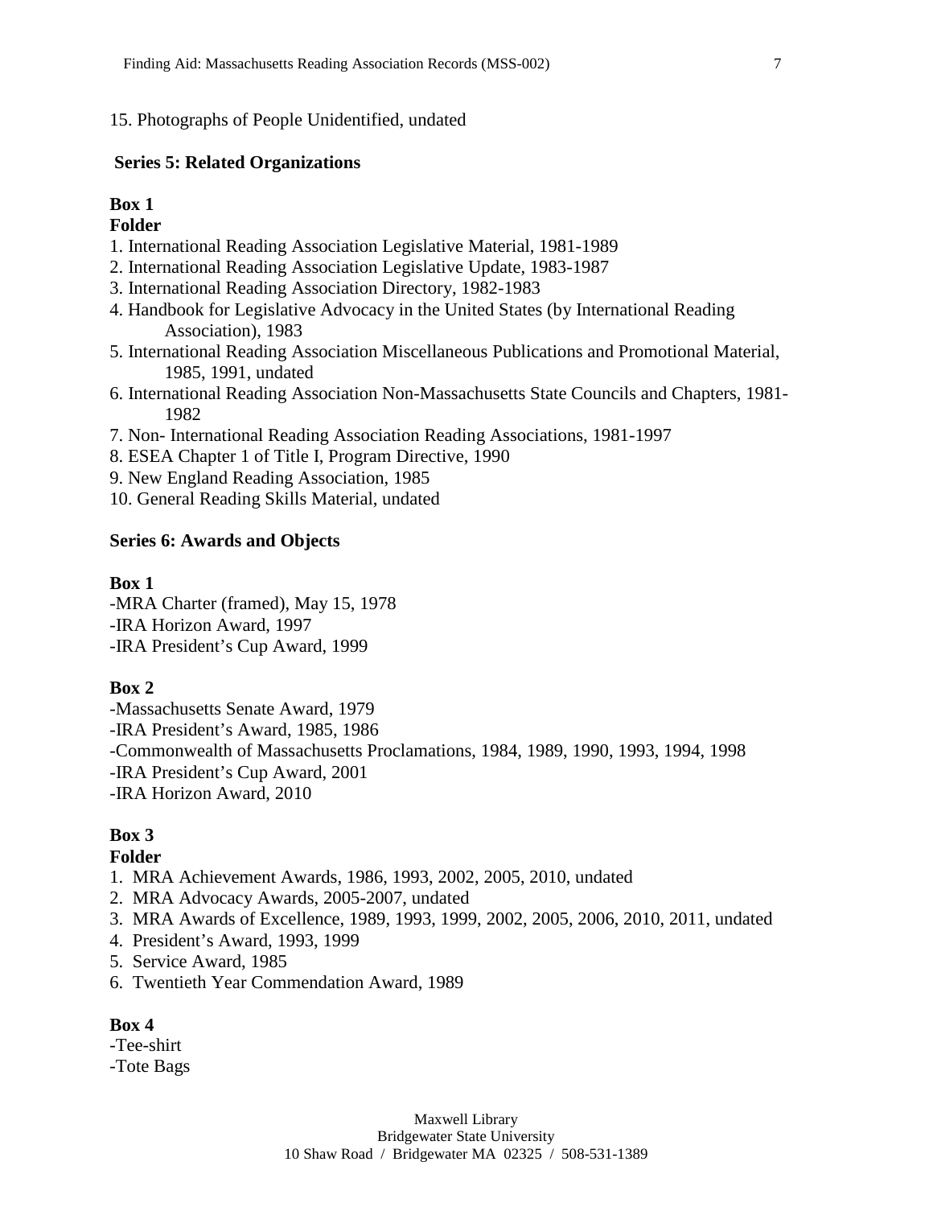15. Photographs of People Unidentified, undated

**Series 5: Related Organizations**

**Box 1**
**Folder**

1. International Reading Association Legislative Material, 1981-1989
2. International Reading Association Legislative Update, 1983-1987
3. International Reading Association Directory, 1982-1983
4. Handbook for Legislative Advocacy in the United States (by International Reading Association), 1983
5. International Reading Association Miscellaneous Publications and Promotional Material, 1985, 1991, undated
6. International Reading Association Non-Massachusetts State Councils and Chapters, 1981-1982
7. Non- International Reading Association Reading Associations, 1981-1997
8. ESEA Chapter 1 of Title I, Program Directive, 1990
9. New England Reading Association, 1985
10. General Reading Skills Material, undated

**Series 6: Awards and Objects**

**Box 1**

-MRA Charter (framed), May 15, 1978
-IRA Horizon Award, 1997
-IRA President's Cup Award, 1999

**Box 2**

-Massachusetts Senate Award, 1979
-IRA President's Award, 1985, 1986
-Commonwealth of Massachusetts Proclamations, 1984, 1989, 1990, 1993, 1994, 1998
-IRA President's Cup Award, 2001
-IRA Horizon Award, 2010

**Box 3**
**Folder**

1. MRA Achievement Awards, 1986, 1993, 2002, 2005, 2010, undated
2. MRA Advocacy Awards, 2005-2007, undated
3. MRA Awards of Excellence, 1989, 1993, 1999, 2002, 2005, 2006, 2010, 2011, undated
4. President's Award, 1993, 1999
5. Service Award, 1985
6. Twentieth Year Commendation Award, 1989

**Box 4**

-Tee-shirt
-Tote Bags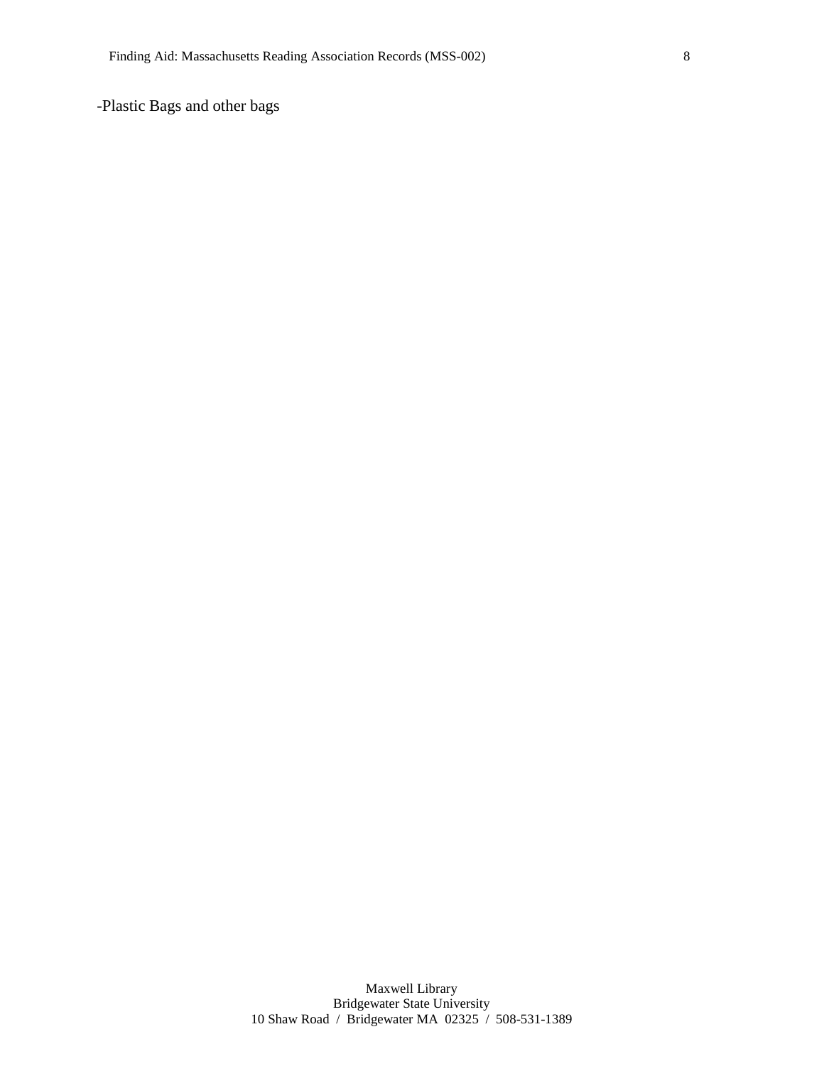-Plastic Bags and other bags